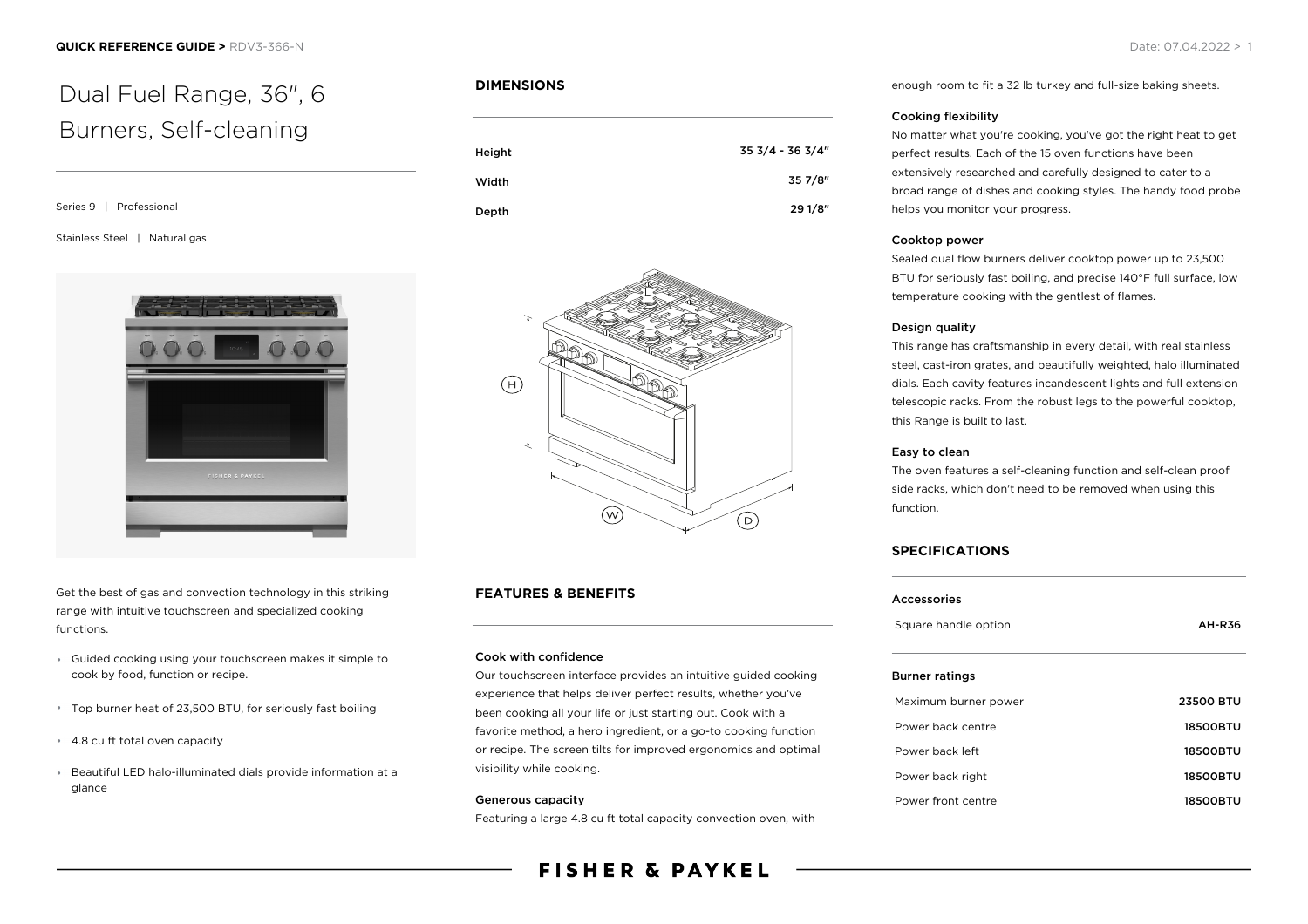# Dual Fuel Range, 36", 6 Burners, Self-cleaning

Series 9 | Professional

Stainless Steel | Natural gas

Get the best of gas and convection technology in this striking range with intuitive touchscreen and specialized cooking functions.

- Guided cooking using your touchscreen makes it simple to cook by food, function or recipe.
- Top burner heat of 23,500 BTU, for seriously fast boiling
- 4.8 cu ft total oven capacity
- Beautiful LED halo-illuminated dials provide information at a glance

## DIMENSIONS

| | |
|---|---|
| Height | 35 3/4 - 36 3/4" |
| Width | 35 7/8" |
| Depth | 29 1/8" |

## FEATURES & BENEFITS

### Cook with confidence

Our touchscreen interface provides an intuitive guided cooking experience that helps deliver perfect results, whether you've been cooking all your life or just starting out. Cook with a favorite method, a hero ingredient, or a go-to cooking function or recipe. The screen tilts for improved ergonomics and optimal visibility while cooking.

### Generous capacity

Featuring a large 4.8 cu ft total capacity convection oven, with enough room to fit a 32 lb turkey and full-size baking sheets.

### Cooking flexibility

No matter what you're cooking, you've got the right heat to get perfect results. Each of the 15 oven functions have been extensively researched and carefully designed to cater to a broad range of dishes and cooking styles. The handy food probe helps you monitor your progress.

### Cooktop power

Sealed dual flow burners deliver cooktop power up to 23,500 BTU for seriously fast boiling, and precise 140°F full surface, low temperature cooking with the gentlest of flames.

### Design quality

This range has craftsmanship in every detail, with real stainless steel, cast-iron grates, and beautifully weighted, halo illuminated dials. Each cavity features incandescent lights and full extension telescopic racks. From the robust legs to the powerful cooktop, this Range is built to last.

### Easy to clean

The oven features a self-cleaning function and self-clean proof side racks, which don't need to be removed when using this function.

## SPECIFICATIONS

### Accessories

| | |
|---|---|
| Square handle option | AH-R36 |

### Burner ratings

| | |
|---|---|
| Maximum burner power | 23500 BTU |
| Power back centre | 18500BTU |
| Power back left | 18500BTU |
| Power back right | 18500BTU |
| Power front centre | 18500BTU |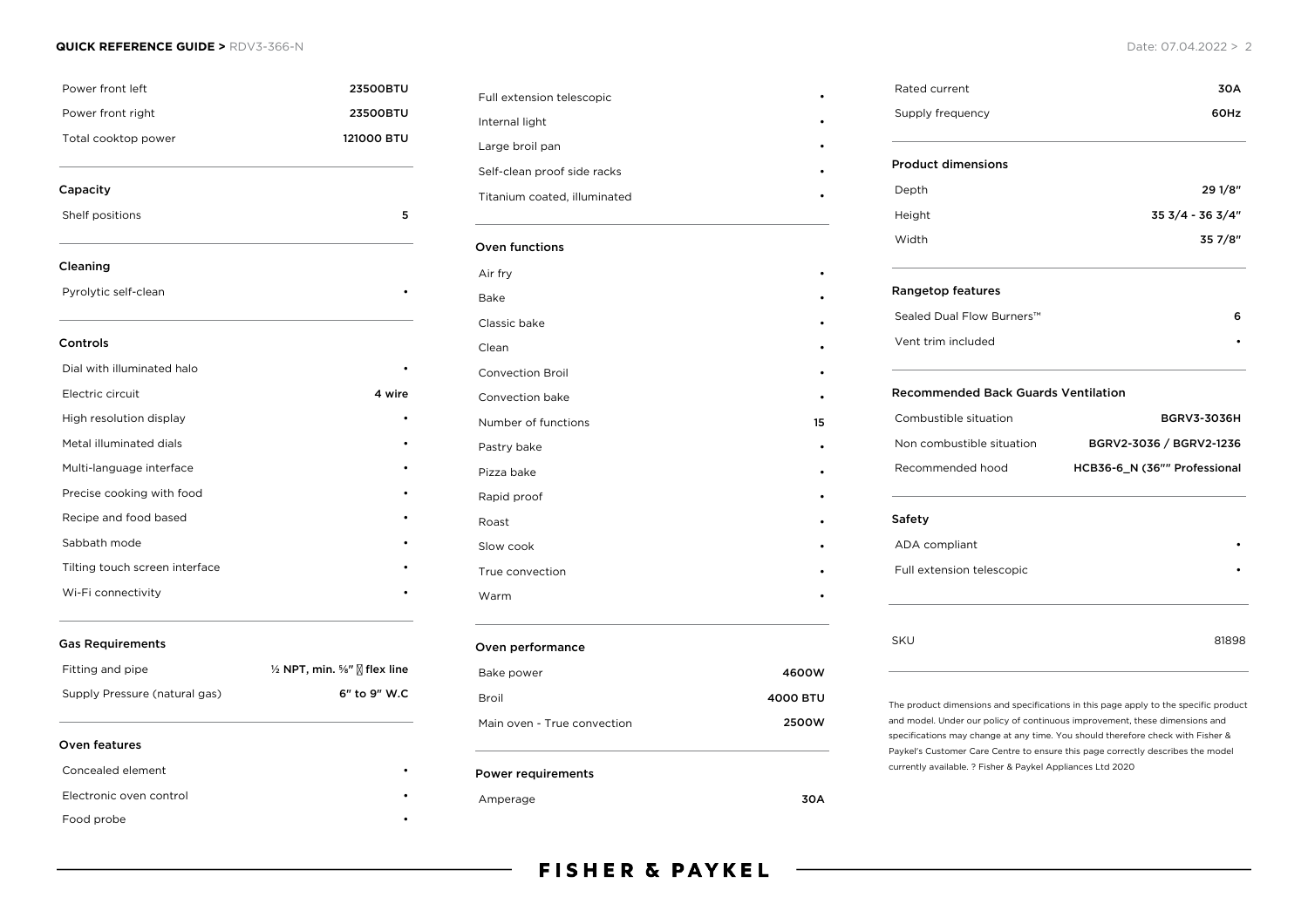| | |
|---|---|
| Power front left | 23500BTU |
| Power front right | 23500BTU |
| Total cooktop power | 121000 BTU |

## Capacity

| | |
|---|---|
| Shelf positions | 5 |

## Cleaning

| | |
|---|---|
| Pyrolytic self-clean | • |

## Controls

| | |
|---|---|
| Dial with illuminated halo | • |
| Electric circuit | 4 wire |
| High resolution display | • |
| Metal illuminated dials | • |
| Multi-language interface | • |
| Precise cooking with food | • |
| Recipe and food based | • |
| Sabbath mode | • |
| Tilting touch screen interface | • |
| Wi-Fi connectivity | • |

## Gas Requirements

| | |
|---|---|
| Fitting and pipe | ½ NPT, min. ⅝" flex line |
| Supply Pressure (natural gas) | 6" to 9" W.C |

## Oven features

| | |
|---|---|
| Concealed element | • |
| Electronic oven control | • |
| Food probe | • |
| Full extension telescopic | • |
| Internal light | • |
| Large broil pan | • |
| Self-clean proof side racks | • |
| Titanium coated, illuminated | • |

## Oven functions

| | |
|---|---|
| Air fry | • |
| Bake | • |
| Classic bake | • |
| Clean | • |
| Convection Broil | • |
| Convection bake | • |
| Number of functions | 15 |
| Pastry bake | • |
| Pizza bake | • |
| Rapid proof | • |
| Roast | • |
| Slow cook | • |
| True convection | • |
| Warm | • |

## Oven performance

| | |
|---|---|
| Bake power | 4600W |
| Broil | 4000 BTU |
| Main oven - True convection | 2500W |

## Power requirements

| | |
|---|---|
| Amperage | 30A |
| Rated current | 30A |
| Supply frequency | 60Hz |

## Product dimensions

| | |
|---|---|
| Depth | 29 1/8" |
| Height | 35 3/4 - 36 3/4" |
| Width | 35 7/8" |

## Rangetop features

| | |
|---|---|
| Sealed Dual Flow Burners™ | 6 |
| Vent trim included | • |

## Recommended Back Guards Ventilation

| | |
|---|---|
| Combustible situation | BGRV3-3036H |
| Non combustible situation | BGRV2-3036 / BGRV2-1236 |
| Recommended hood | HCB36-6_N (36"" Professional |

## Safety

| | |
|---|---|
| ADA compliant | • |
| Full extension telescopic | • |

| | |
|---|---|
| SKU | 81898 |

The product dimensions and specifications in this page apply to the specific product and model. Under our policy of continuous improvement, these dimensions and specifications may change at any time. You should therefore check with Fisher & Paykel's Customer Care Centre to ensure this page correctly describes the model currently available. ? Fisher & Paykel Appliances Ltd 2020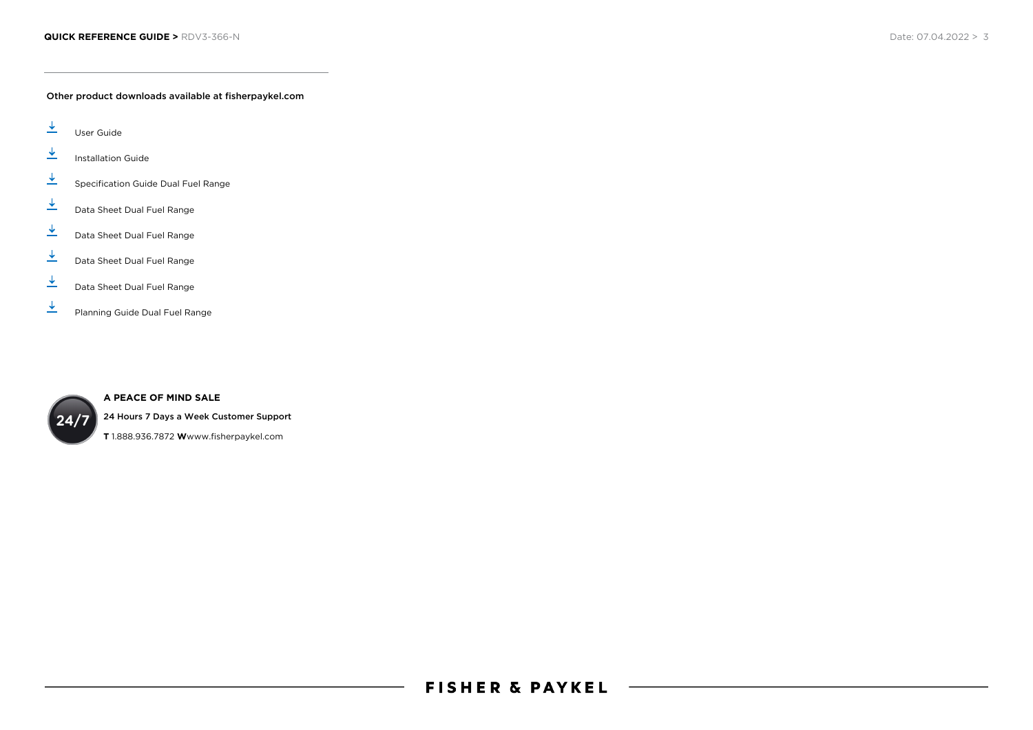Other product downloads available at fisherpaykel.com

- User Guide
- Installation Guide
- Specification Guide Dual Fuel Range
- Data Sheet Dual Fuel Range
- Data Sheet Dual Fuel Range
- Data Sheet Dual Fuel Range
- Data Sheet Dual Fuel Range
- Planning Guide Dual Fuel Range

24/7

**A PEACE OF MIND SALE**

**24 Hours 7 Days a Week Customer Support**

**T** 1.888.936.7872 **W**www.fisherpaykel.com